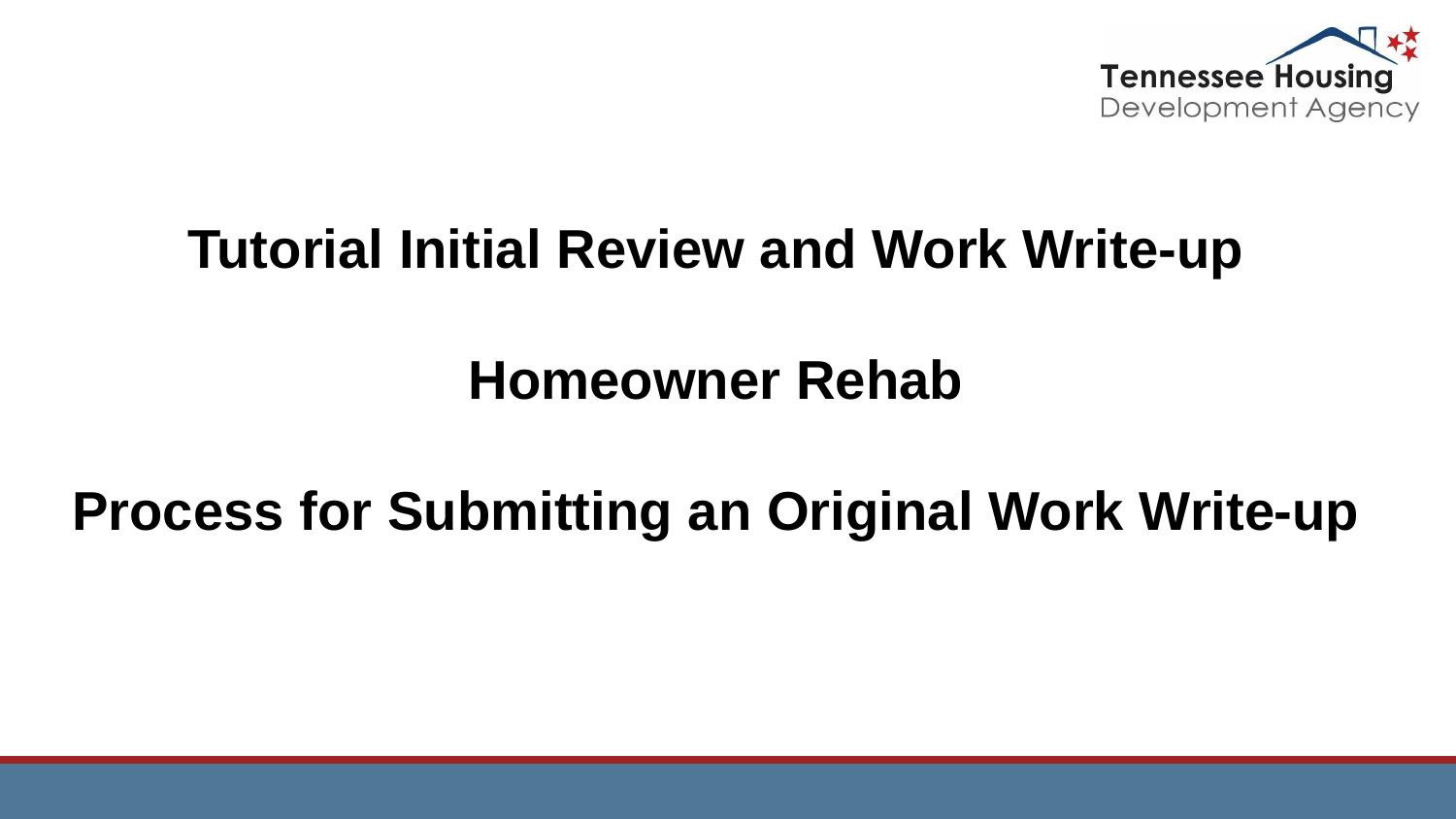Tennessee Housing
Development Agency

# Tutorial Initial Review and Work Write-up

# Homeowner Rehab

# Process for Submitting an Original Work Write-up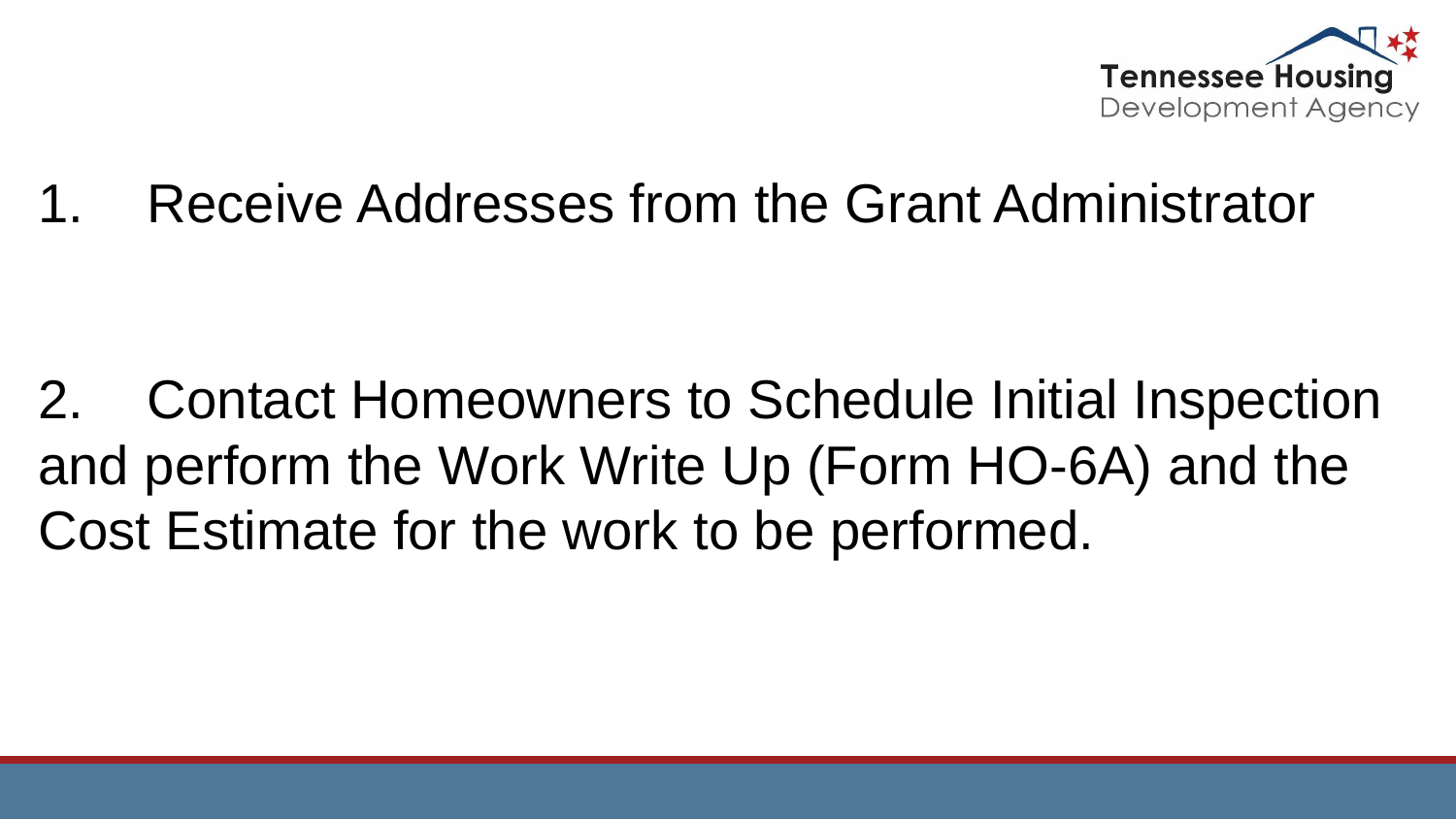1. Receive Addresses from the Grant Administrator

2. Contact Homeowners to Schedule Initial Inspection and perform the Work Write Up (Form HO-6A) and the Cost Estimate for the work to be performed.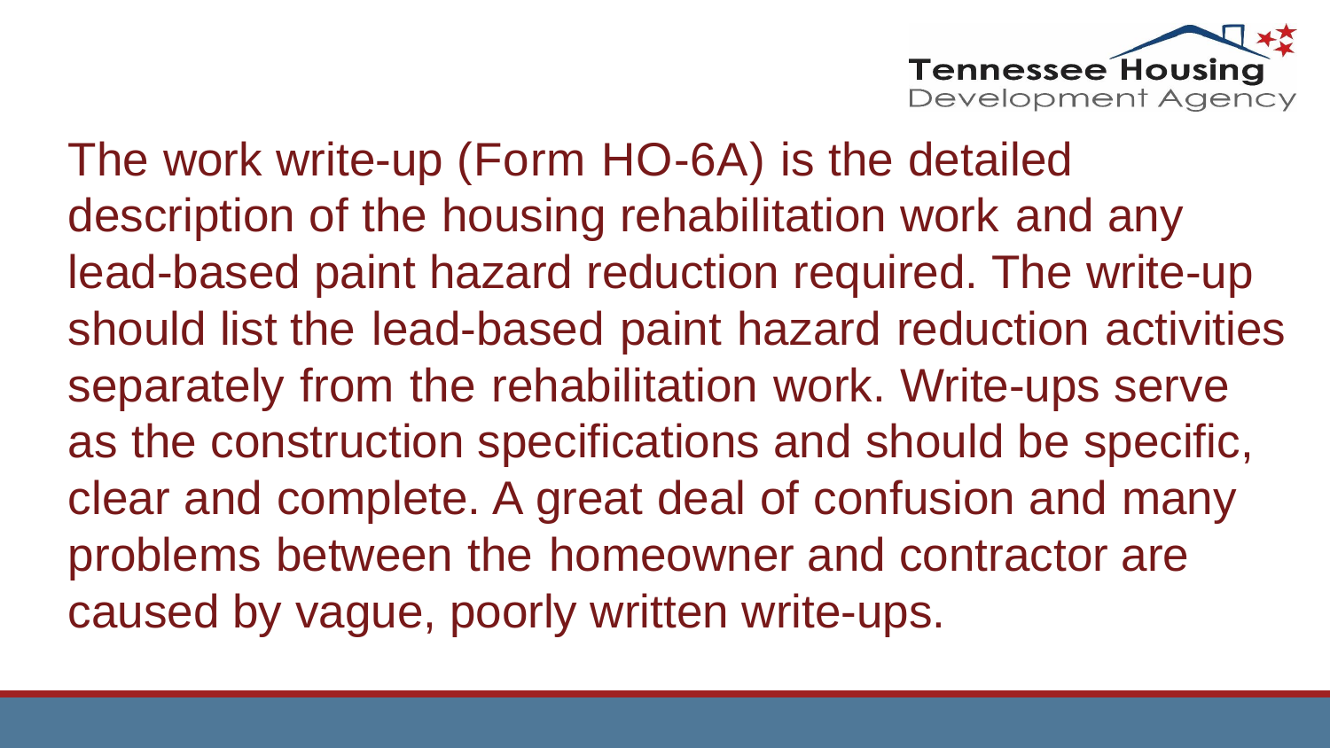The work write-up (Form HO-6A) is the detailed description of the housing rehabilitation work and any lead-based paint hazard reduction required. The write-up should list the lead-based paint hazard reduction activities separately from the rehabilitation work. Write-ups serve as the construction specifications and should be specific, clear and complete. A great deal of confusion and many problems between the homeowner and contractor are caused by vague, poorly written write-ups.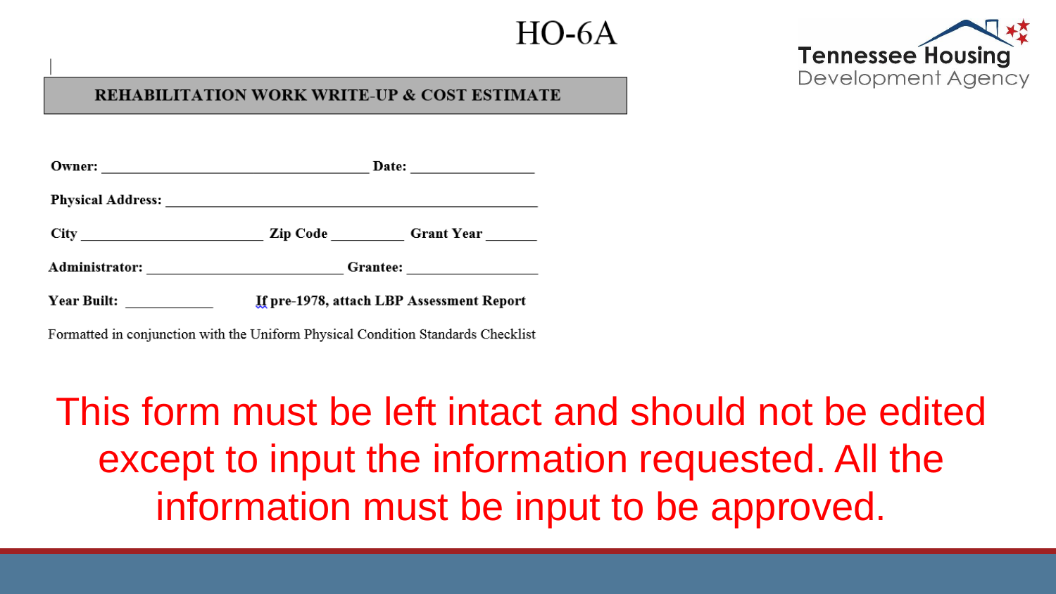# HO-6A

Tennessee Housing Development Agency

## REHABILITATION WORK WRITE-UP & COST ESTIMATE

**Owner:** ________________________________ **Date:** ______________

**Physical Address:** ____________________________________________

**City** _____________________ **Zip Code** ________ **Grant Year** ______

**Administrator:** _______________________ **Grantee:** _______________

**Year Built:** __________ **If pre-1978, attach LBP Assessment Report**

Formatted in conjunction with the Uniform Physical Condition Standards Checklist

This form must be left intact and should not be edited except to input the information requested. All the information must be input to be approved.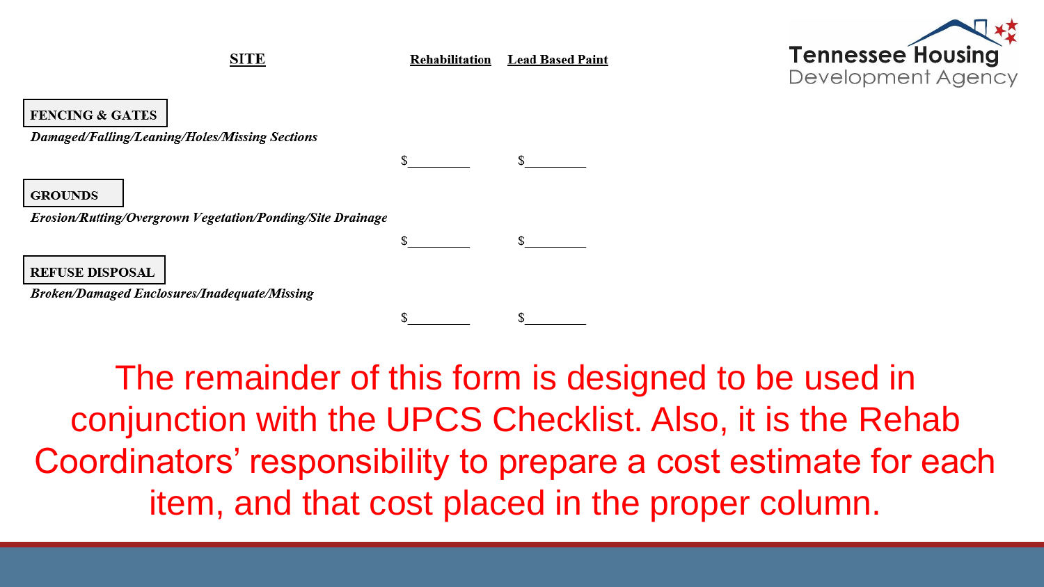**SITE** | **Rehabilitation** | **Lead Based Paint**

| SITE | Rehabilitation | Lead Based Paint |
|---|---|---|
| **FENCING & GATES**<br>***Damaged/Falling/Leaning/Holes/Missing Sections*** | $________ | $________ |
| **GROUNDS**<br>***Erosion/Rutting/Overgrown Vegetation/Ponding/Site Drainage*** | $________ | $________ |
| **REFUSE DISPOSAL**<br>***Broken/Damaged Enclosures/Inadequate/Missing*** | $________ | $________ |

The remainder of this form is designed to be used in conjunction with the UPCS Checklist. Also, it is the Rehab Coordinators' responsibility to prepare a cost estimate for each item, and that cost placed in the proper column.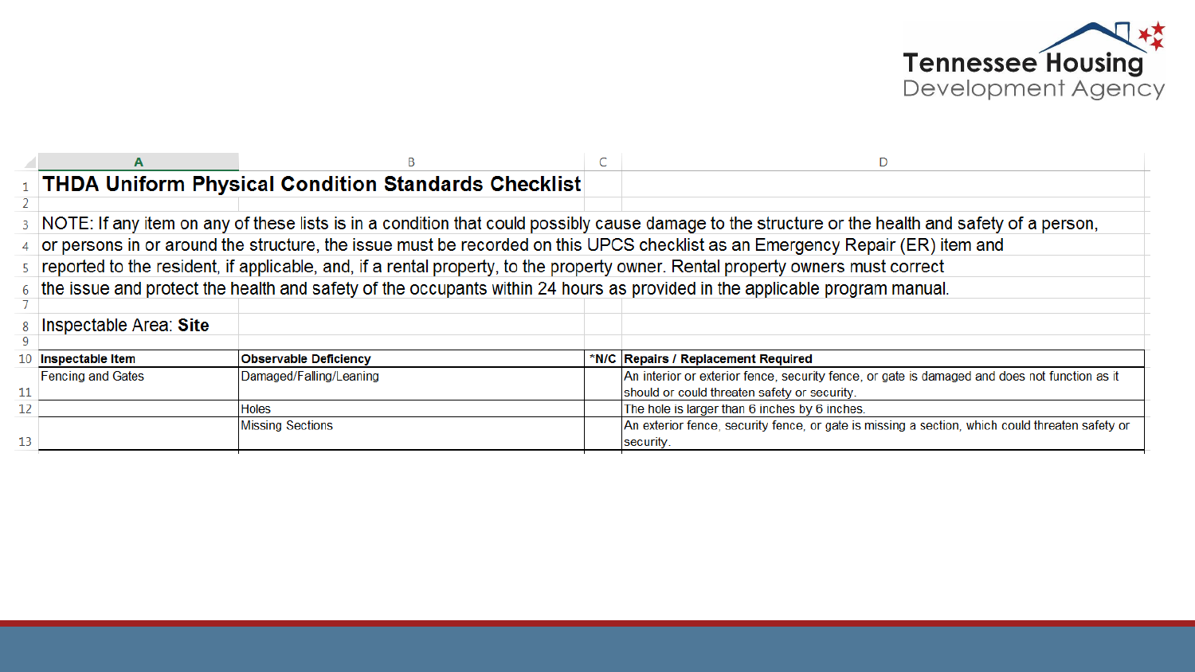# THDA Uniform Physical Condition Standards Checklist

NOTE: If any item on any of these lists is in a condition that could possibly cause damage to the structure or the health and safety of a person, or persons in or around the structure, the issue must be recorded on this UPCS checklist as an Emergency Repair (ER) item and reported to the resident, if applicable, and, if a rental property, to the property owner. Rental property owners must correct the issue and protect the health and safety of the occupants within 24 hours as provided in the applicable program manual.

Inspectable Area: **Site**

| Inspectable Item | Observable Deficiency | *N/C | Repairs / Replacement Required |
|---|---|---|---|
| Fencing and Gates | Damaged/Falling/Leaning | | An interior or exterior fence, security fence, or gate is damaged and does not function as it should or could threaten safety or security. |
| | Holes | | The hole is larger than 6 inches by 6 inches. |
| | Missing Sections | | An exterior fence, security fence, or gate is missing a section, which could threaten safety or security. |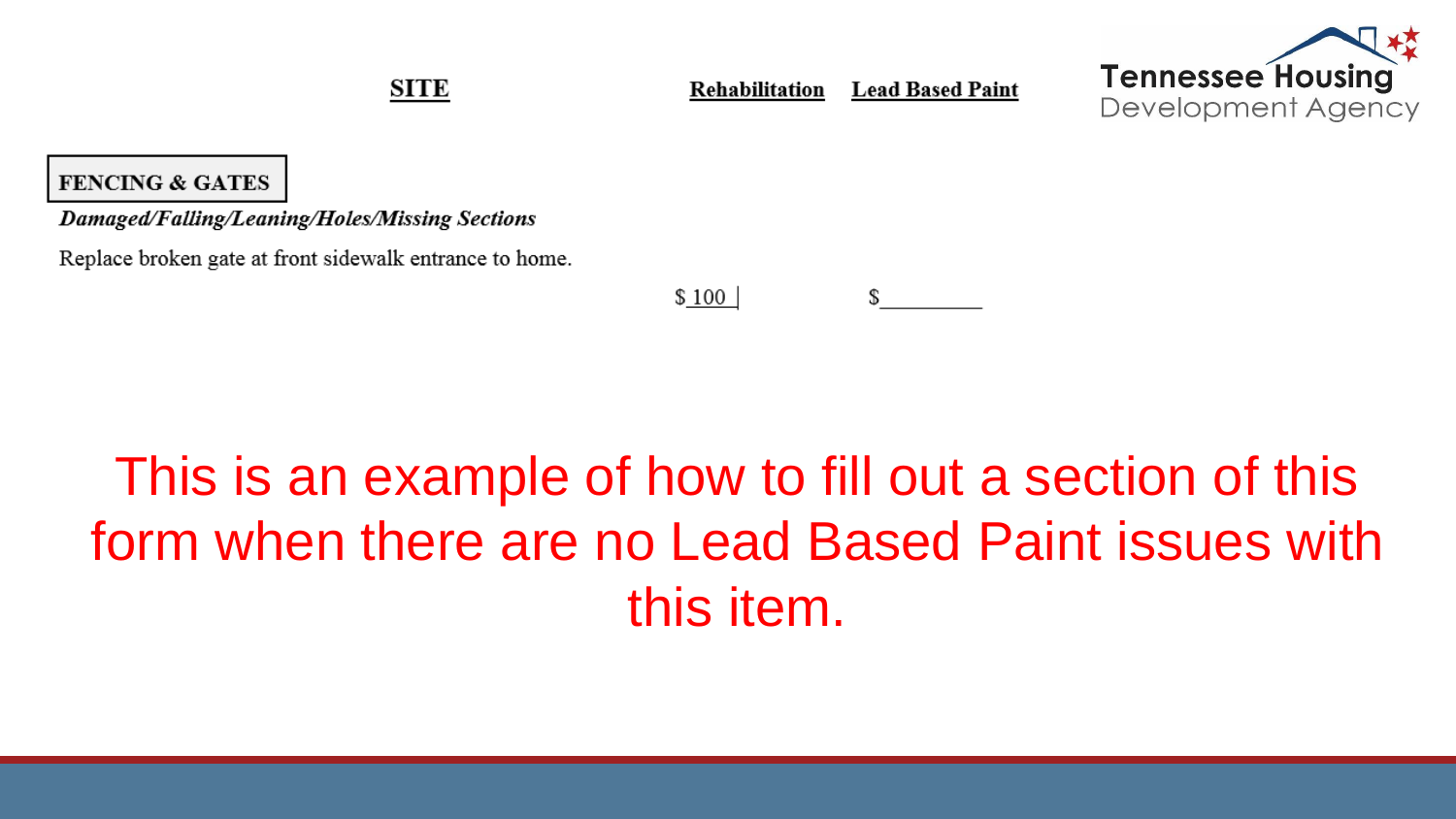| **SITE** | **Rehabilitation** | **Lead Based Paint** |
| --- | --- | --- |

**FENCING & GATES**

***Damaged/Falling/Leaning/Holes/Missing Sections***

Replace broken gate at front sidewalk entrance to home.

| | Rehabilitation | Lead Based Paint |
| --- | --- | --- |
| | $ 100 | $________ |

This is an example of how to fill out a section of this form when there are no Lead Based Paint issues with this item.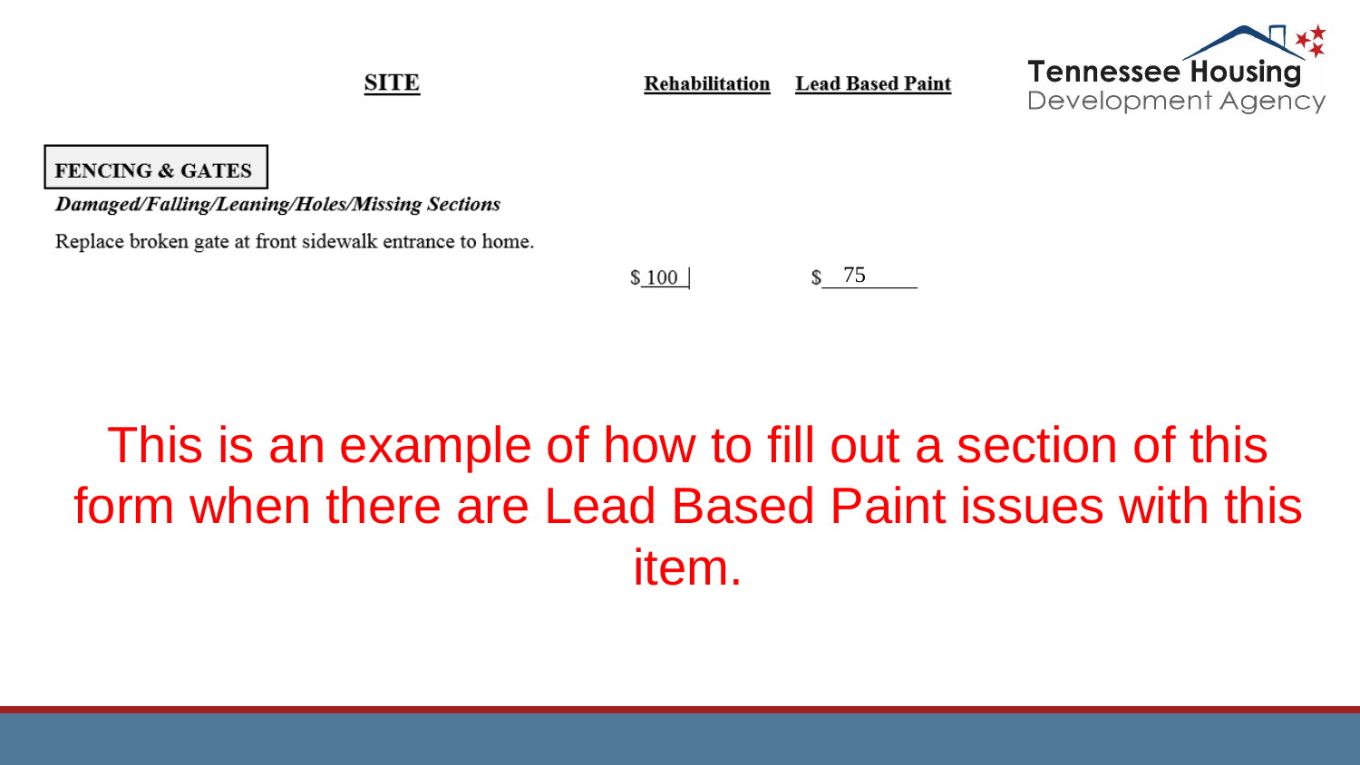**SITE** | **Rehabilitation** | **Lead Based Paint**

Tennessee Housing Development Agency

**FENCING & GATES**

***Damaged/Falling/Leaning/Holes/Missing Sections***

Replace broken gate at front sidewalk entrance to home.

| | Rehabilitation | Lead Based Paint |
|---|---|---|
| Replace broken gate at front sidewalk entrance to home. | $ 100 | $ 75 |

This is an example of how to fill out a section of this form when there are Lead Based Paint issues with this item.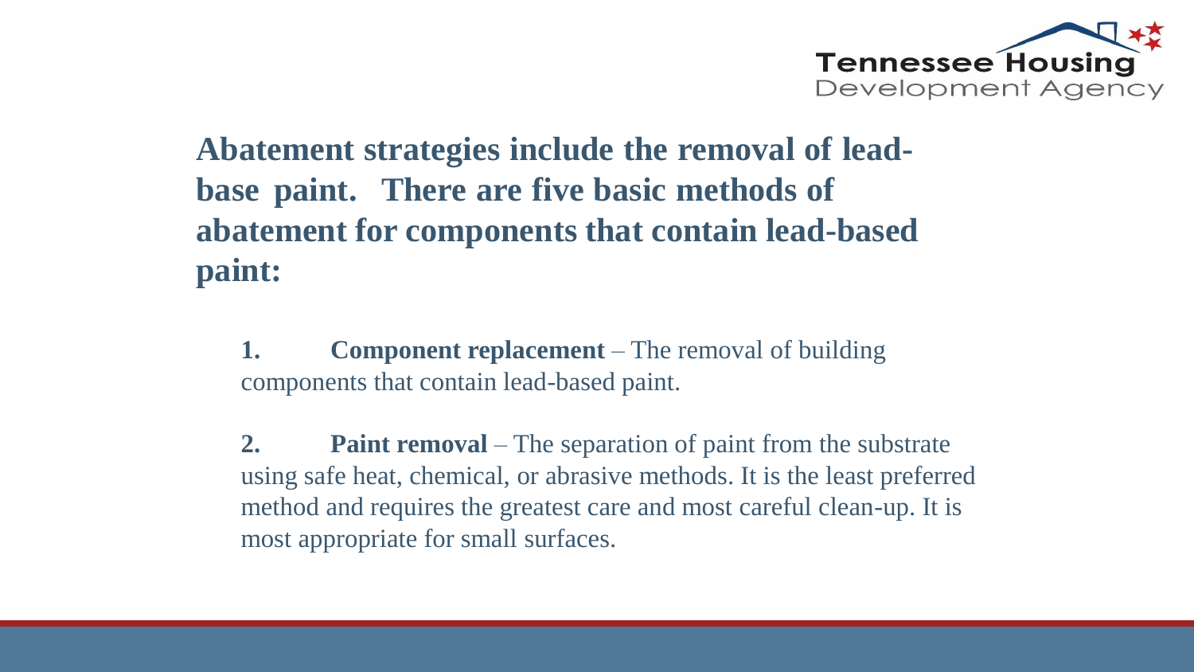## Abatement strategies include the removal of lead-base paint. There are five basic methods of abatement for components that contain lead-based paint:

1. **Component replacement** – The removal of building components that contain lead-based paint.

2. **Paint removal** – The separation of paint from the substrate using safe heat, chemical, or abrasive methods. It is the least preferred method and requires the greatest care and most careful clean-up. It is most appropriate for small surfaces.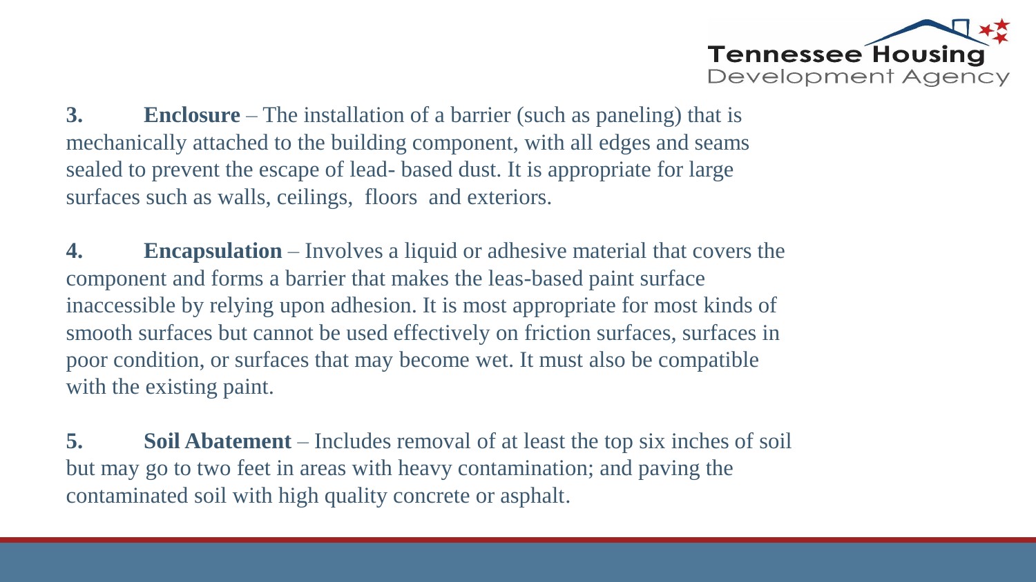**3.** **Enclosure** – The installation of a barrier (such as paneling) that is mechanically attached to the building component, with all edges and seams sealed to prevent the escape of lead- based dust. It is appropriate for large surfaces such as walls, ceilings, floors and exteriors.

**4.** **Encapsulation** – Involves a liquid or adhesive material that covers the component and forms a barrier that makes the leas-based paint surface inaccessible by relying upon adhesion. It is most appropriate for most kinds of smooth surfaces but cannot be used effectively on friction surfaces, surfaces in poor condition, or surfaces that may become wet. It must also be compatible with the existing paint.

**5.** **Soil Abatement** – Includes removal of at least the top six inches of soil but may go to two feet in areas with heavy contamination; and paving the contaminated soil with high quality concrete or asphalt.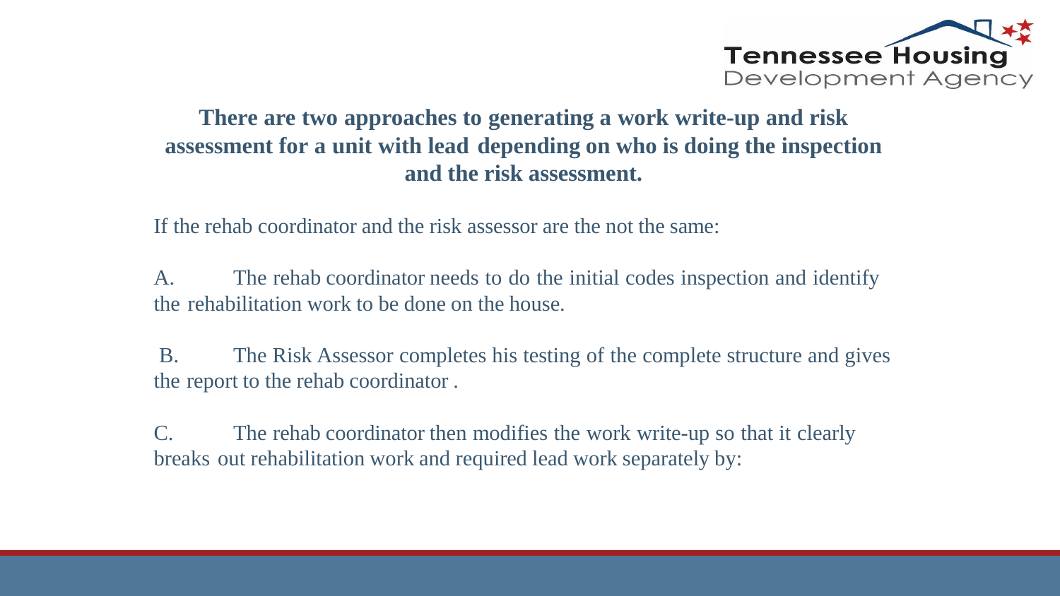## There are two approaches to generating a work write-up and risk assessment for a unit with lead depending on who is doing the inspection and the risk assessment.

If the rehab coordinator and the risk assessor are the not the same:

A. The rehab coordinator needs to do the initial codes inspection and identify the rehabilitation work to be done on the house.

B. The Risk Assessor completes his testing of the complete structure and gives the report to the rehab coordinator .

C. The rehab coordinator then modifies the work write-up so that it clearly breaks out rehabilitation work and required lead work separately by: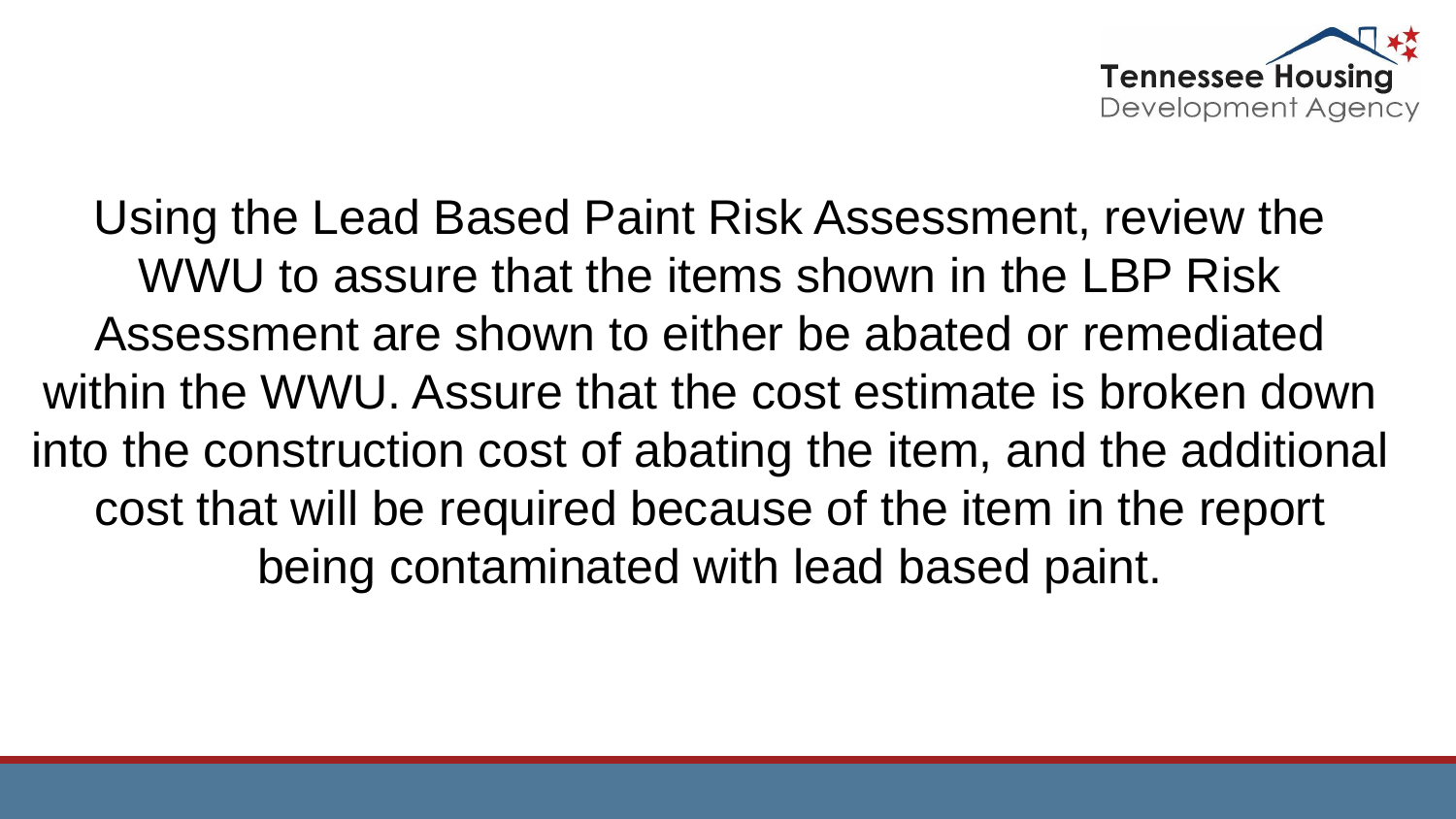Using the Lead Based Paint Risk Assessment, review the WWU to assure that the items shown in the LBP Risk Assessment are shown to either be abated or remediated within the WWU. Assure that the cost estimate is broken down into the construction cost of abating the item, and the additional cost that will be required because of the item in the report being contaminated with lead based paint.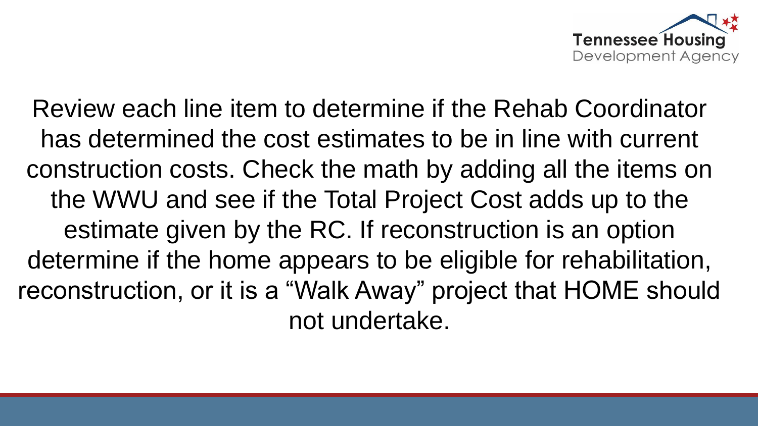Review each line item to determine if the Rehab Coordinator has determined the cost estimates to be in line with current construction costs. Check the math by adding all the items on the WWU and see if the Total Project Cost adds up to the estimate given by the RC. If reconstruction is an option determine if the home appears to be eligible for rehabilitation, reconstruction, or it is a "Walk Away" project that HOME should not undertake.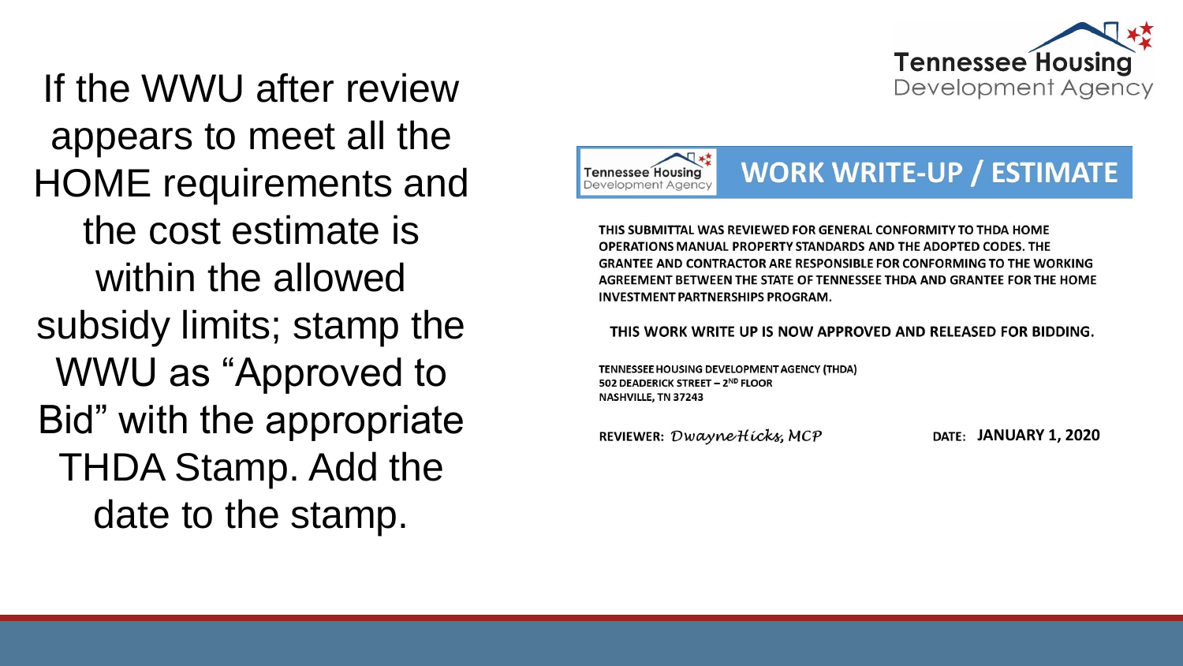If the WWU after review appears to meet all the HOME requirements and the cost estimate is within the allowed subsidy limits; stamp the WWU as "Approved to Bid" with the appropriate THDA Stamp. Add the date to the stamp.

Tennessee Housing Development Agency

**WORK WRITE-UP / ESTIMATE**

**THIS SUBMITTAL WAS REVIEWED FOR GENERAL CONFORMITY TO THDA HOME OPERATIONS MANUAL PROPERTY STANDARDS AND THE ADOPTED CODES. THE GRANTEE AND CONTRACTOR ARE RESPONSIBLE FOR CONFORMING TO THE WORKING AGREEMENT BETWEEN THE STATE OF TENNESSEE THDA AND GRANTEE FOR THE HOME INVESTMENT PARTNERSHIPS PROGRAM.**

**THIS WORK WRITE UP IS NOW APPROVED AND RELEASED FOR BIDDING.**

**TENNESSEE HOUSING DEVELOPMENT AGENCY (THDA)**
**502 DEADERICK STREET – 2ND FLOOR**
**NASHVILLE, TN 37243**

**REVIEWER:** *DwayneHicks, MCP* **DATE: JANUARY 1, 2020**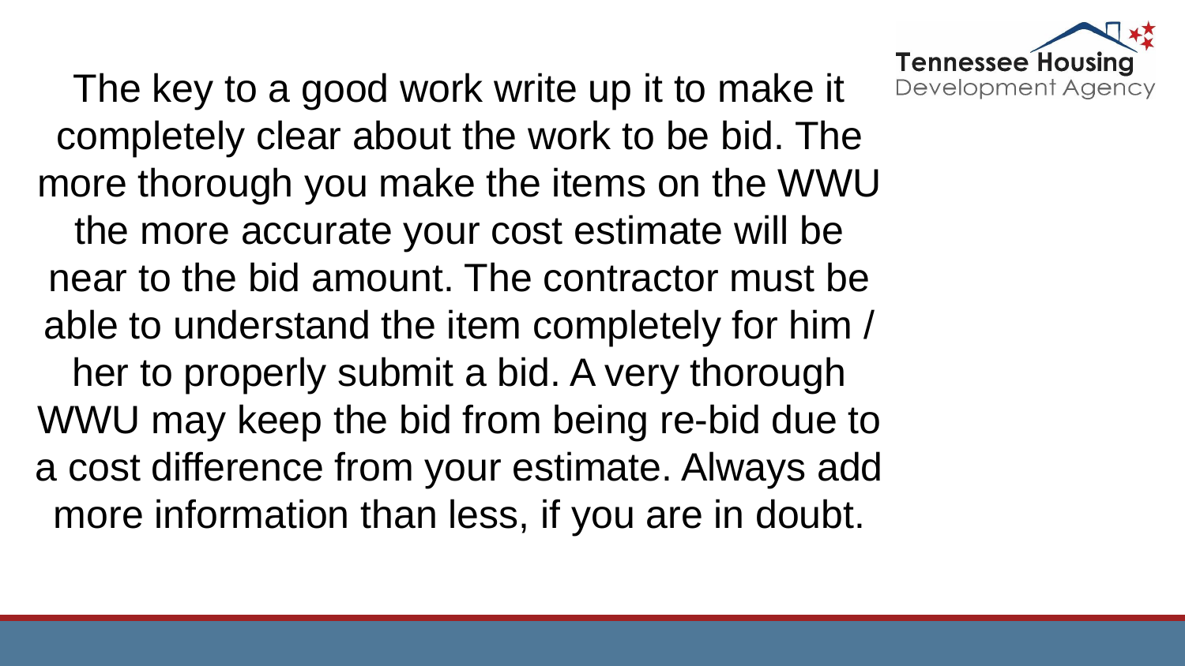The key to a good work write up it to make it completely clear about the work to be bid. The more thorough you make the items on the WWU the more accurate your cost estimate will be near to the bid amount. The contractor must be able to understand the item completely for him / her to properly submit a bid. A very thorough WWU may keep the bid from being re-bid due to a cost difference from your estimate. Always add more information than less, if you are in doubt.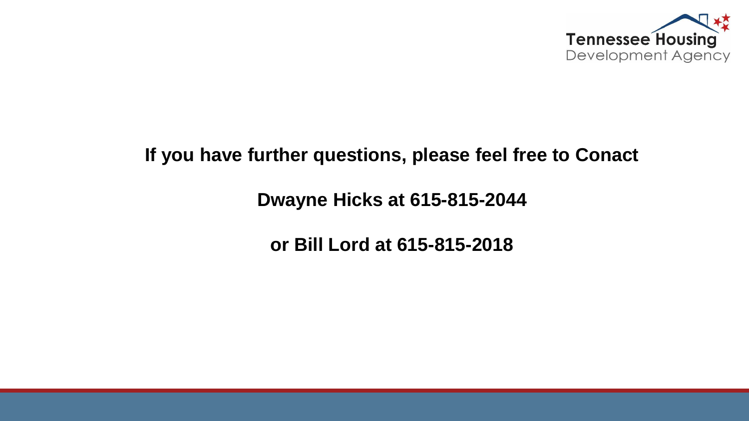**If you have further questions, please feel free to Conact**

**Dwayne Hicks at 615-815-2044**

**or Bill Lord at 615-815-2018**